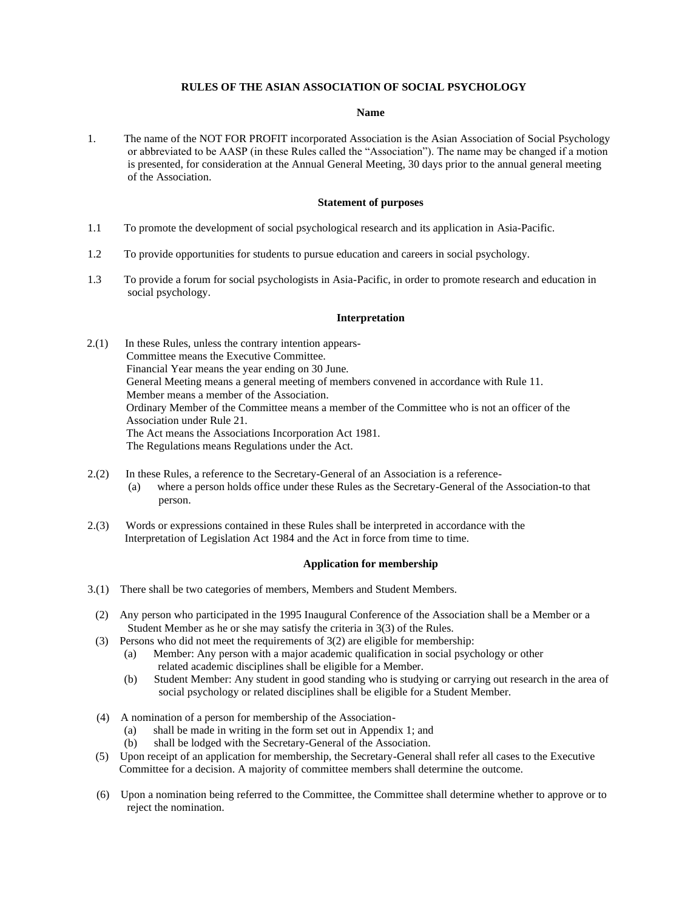# RULES OF THE ASIAN ASSOCIATION OF SOCIAL PSYCHOLOGY

## Name

1. The name of the NOT FOR PROFIT incorporated Association is the Asian Association of Social Psychology or abbreviated to be AASP (in these Rules called the "Association"). The name may be changed if a motion is presented, for consideration at the Annual General Meeting, 30 days prior to the annual general meeting of the Association.

## Statement of purposes

1.1 To promote the development of social psychological research and its application in Asia-Pacific.

1.2 To provide opportunities for students to pursue education and careers in social psychology.

1.3 To provide a forum for social psychologists in Asia-Pacific, in order to promote research and education in social psychology.

## Interpretation

2.(1) In these Rules, unless the contrary intention appears-
Committee means the Executive Committee.
Financial Year means the year ending on 30 June.
General Meeting means a general meeting of members convened in accordance with Rule 11.
Member means a member of the Association.
Ordinary Member of the Committee means a member of the Committee who is not an officer of the Association under Rule 21.
The Act means the Associations Incorporation Act 1981.
The Regulations means Regulations under the Act.

2.(2) In these Rules, a reference to the Secretary-General of an Association is a reference-
  (a) where a person holds office under these Rules as the Secretary-General of the Association-to that person.

2.(3) Words or expressions contained in these Rules shall be interpreted in accordance with the Interpretation of Legislation Act 1984 and the Act in force from time to time.

## Application for membership

3.(1) There shall be two categories of members, Members and Student Members.

(2) Any person who participated in the 1995 Inaugural Conference of the Association shall be a Member or a Student Member as he or she may satisfy the criteria in 3(3) of the Rules.

(3) Persons who did not meet the requirements of 3(2) are eligible for membership:
  (a) Member: Any person with a major academic qualification in social psychology or other related academic disciplines shall be eligible for a Member.
  (b) Student Member: Any student in good standing who is studying or carrying out research in the area of social psychology or related disciplines shall be eligible for a Student Member.

(4) A nomination of a person for membership of the Association-
  (a) shall be made in writing in the form set out in Appendix 1; and
  (b) shall be lodged with the Secretary-General of the Association.

(5) Upon receipt of an application for membership, the Secretary-General shall refer all cases to the Executive Committee for a decision. A majority of committee members shall determine the outcome.

(6) Upon a nomination being referred to the Committee, the Committee shall determine whether to approve or to reject the nomination.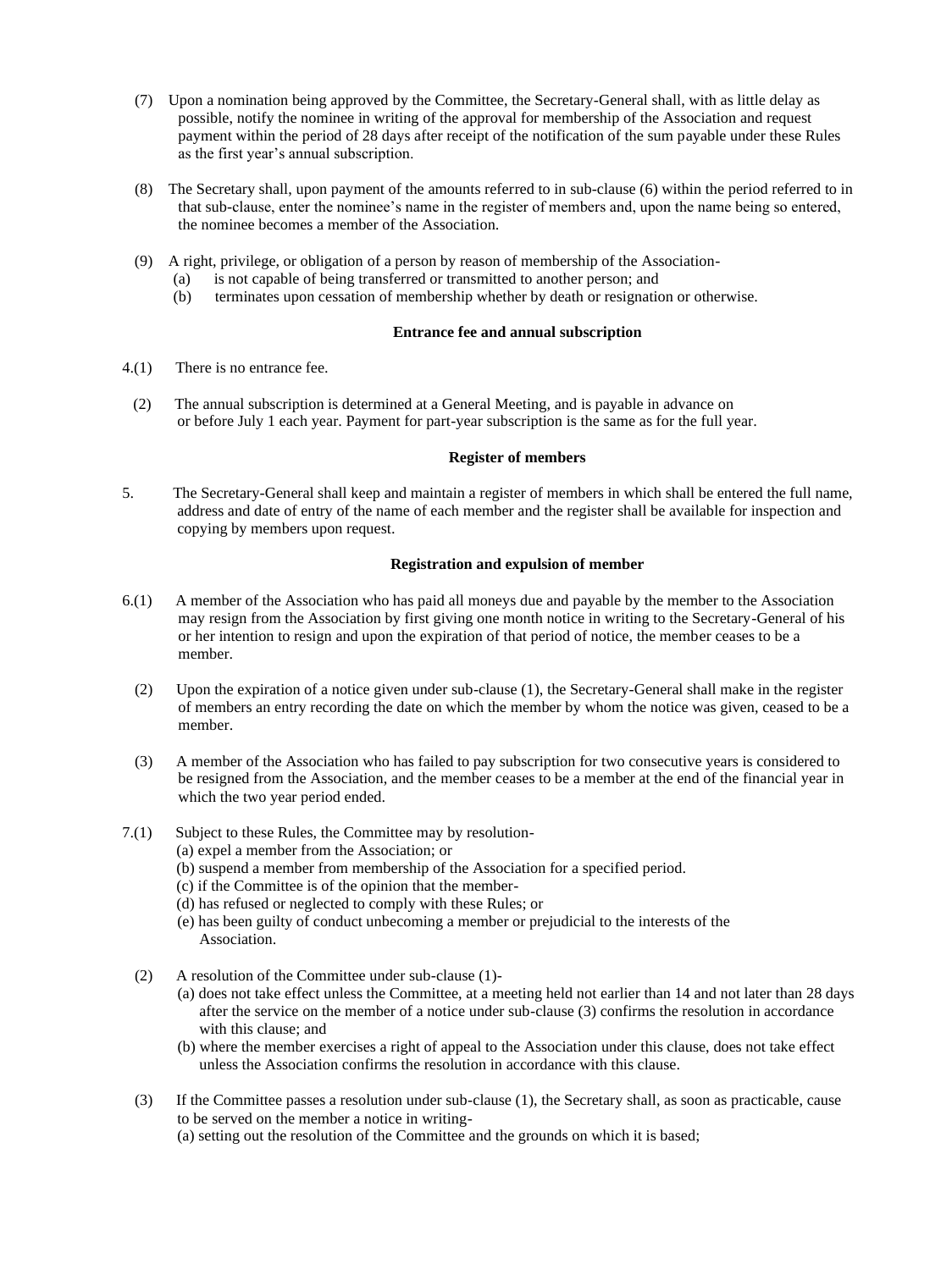(7) Upon a nomination being approved by the Committee, the Secretary-General shall, with as little delay as possible, notify the nominee in writing of the approval for membership of the Association and request payment within the period of 28 days after receipt of the notification of the sum payable under these Rules as the first year's annual subscription.

(8) The Secretary shall, upon payment of the amounts referred to in sub-clause (6) within the period referred to in that sub-clause, enter the nominee's name in the register of members and, upon the name being so entered, the nominee becomes a member of the Association.

(9) A right, privilege, or obligation of a person by reason of membership of the Association-

- (a) is not capable of being transferred or transmitted to another person; and
- (b) terminates upon cessation of membership whether by death or resignation or otherwise.

**Entrance fee and annual subscription**

4.(1) There is no entrance fee.

(2) The annual subscription is determined at a General Meeting, and is payable in advance on or before July 1 each year. Payment for part-year subscription is the same as for the full year.

**Register of members**

5. The Secretary-General shall keep and maintain a register of members in which shall be entered the full name, address and date of entry of the name of each member and the register shall be available for inspection and copying by members upon request.

**Registration and expulsion of member**

6.(1) A member of the Association who has paid all moneys due and payable by the member to the Association may resign from the Association by first giving one month notice in writing to the Secretary-General of his or her intention to resign and upon the expiration of that period of notice, the member ceases to be a member.

(2) Upon the expiration of a notice given under sub-clause (1), the Secretary-General shall make in the register of members an entry recording the date on which the member by whom the notice was given, ceased to be a member.

(3) A member of the Association who has failed to pay subscription for two consecutive years is considered to be resigned from the Association, and the member ceases to be a member at the end of the financial year in which the two year period ended.

7.(1) Subject to these Rules, the Committee may by resolution-

- (a) expel a member from the Association; or
- (b) suspend a member from membership of the Association for a specified period.
- (c) if the Committee is of the opinion that the member-
- (d) has refused or neglected to comply with these Rules; or
- (e) has been guilty of conduct unbecoming a member or prejudicial to the interests of the Association.

(2) A resolution of the Committee under sub-clause (1)-

- (a) does not take effect unless the Committee, at a meeting held not earlier than 14 and not later than 28 days after the service on the member of a notice under sub-clause (3) confirms the resolution in accordance with this clause; and
- (b) where the member exercises a right of appeal to the Association under this clause, does not take effect unless the Association confirms the resolution in accordance with this clause.

(3) If the Committee passes a resolution under sub-clause (1), the Secretary shall, as soon as practicable, cause to be served on the member a notice in writing-

- (a) setting out the resolution of the Committee and the grounds on which it is based;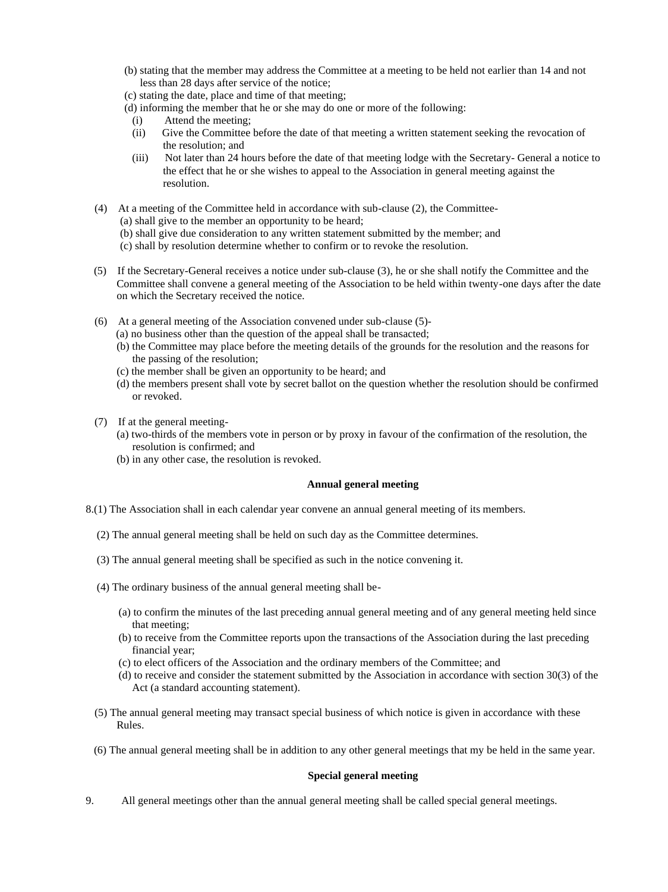(b) stating that the member may address the Committee at a meeting to be held not earlier than 14 and not less than 28 days after service of the notice;

(c) stating the date, place and time of that meeting;

(d) informing the member that he or she may do one or more of the following:

  (i) Attend the meeting;

  (ii) Give the Committee before the date of that meeting a written statement seeking the revocation of the resolution; and

  (iii) Not later than 24 hours before the date of that meeting lodge with the Secretary- General a notice to the effect that he or she wishes to appeal to the Association in general meeting against the resolution.

(4) At a meeting of the Committee held in accordance with sub-clause (2), the Committee-

  (a) shall give to the member an opportunity to be heard;

  (b) shall give due consideration to any written statement submitted by the member; and

  (c) shall by resolution determine whether to confirm or to revoke the resolution.

(5) If the Secretary-General receives a notice under sub-clause (3), he or she shall notify the Committee and the Committee shall convene a general meeting of the Association to be held within twenty-one days after the date on which the Secretary received the notice.

(6) At a general meeting of the Association convened under sub-clause (5)-

  (a) no business other than the question of the appeal shall be transacted;

  (b) the Committee may place before the meeting details of the grounds for the resolution and the reasons for the passing of the resolution;

  (c) the member shall be given an opportunity to be heard; and

  (d) the members present shall vote by secret ballot on the question whether the resolution should be confirmed or revoked.

(7) If at the general meeting-

  (a) two-thirds of the members vote in person or by proxy in favour of the confirmation of the resolution, the resolution is confirmed; and

  (b) in any other case, the resolution is revoked.

**Annual general meeting**

8.(1) The Association shall in each calendar year convene an annual general meeting of its members.

(2) The annual general meeting shall be held on such day as the Committee determines.

(3) The annual general meeting shall be specified as such in the notice convening it.

(4) The ordinary business of the annual general meeting shall be-

  (a) to confirm the minutes of the last preceding annual general meeting and of any general meeting held since that meeting;

  (b) to receive from the Committee reports upon the transactions of the Association during the last preceding financial year;

  (c) to elect officers of the Association and the ordinary members of the Committee; and

  (d) to receive and consider the statement submitted by the Association in accordance with section 30(3) of the Act (a standard accounting statement).

(5) The annual general meeting may transact special business of which notice is given in accordance with these Rules.

(6) The annual general meeting shall be in addition to any other general meetings that my be held in the same year.

**Special general meeting**

9. All general meetings other than the annual general meeting shall be called special general meetings.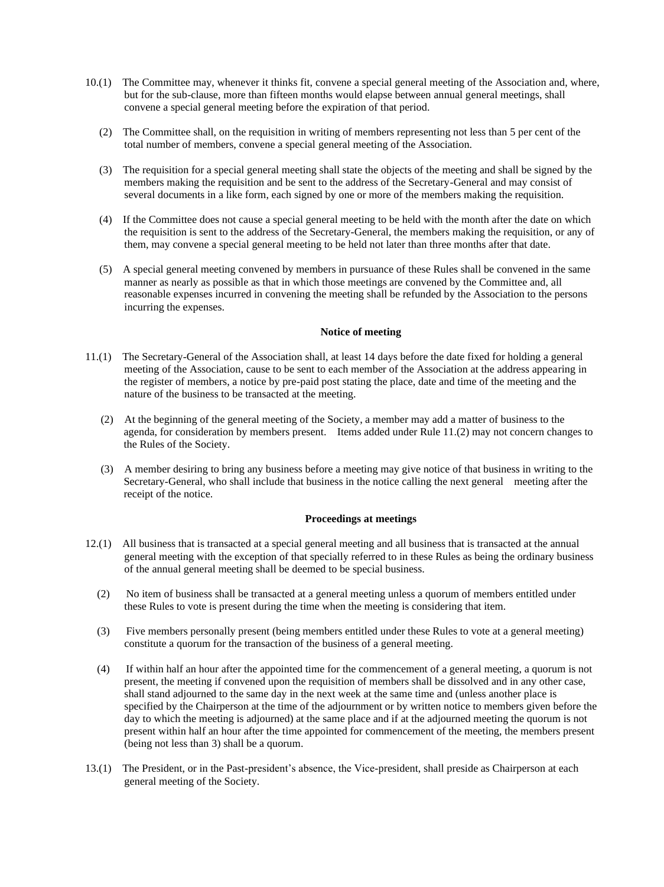10.(1) The Committee may, whenever it thinks fit, convene a special general meeting of the Association and, where, but for the sub-clause, more than fifteen months would elapse between annual general meetings, shall convene a special general meeting before the expiration of that period.

(2) The Committee shall, on the requisition in writing of members representing not less than 5 per cent of the total number of members, convene a special general meeting of the Association.

(3) The requisition for a special general meeting shall state the objects of the meeting and shall be signed by the members making the requisition and be sent to the address of the Secretary-General and may consist of several documents in a like form, each signed by one or more of the members making the requisition.

(4) If the Committee does not cause a special general meeting to be held with the month after the date on which the requisition is sent to the address of the Secretary-General, the members making the requisition, or any of them, may convene a special general meeting to be held not later than three months after that date.

(5) A special general meeting convened by members in pursuance of these Rules shall be convened in the same manner as nearly as possible as that in which those meetings are convened by the Committee and, all reasonable expenses incurred in convening the meeting shall be refunded by the Association to the persons incurring the expenses.

**Notice of meeting**

11.(1) The Secretary-General of the Association shall, at least 14 days before the date fixed for holding a general meeting of the Association, cause to be sent to each member of the Association at the address appearing in the register of members, a notice by pre-paid post stating the place, date and time of the meeting and the nature of the business to be transacted at the meeting.

(2) At the beginning of the general meeting of the Society, a member may add a matter of business to the agenda, for consideration by members present. Items added under Rule 11.(2) may not concern changes to the Rules of the Society.

(3) A member desiring to bring any business before a meeting may give notice of that business in writing to the Secretary-General, who shall include that business in the notice calling the next general meeting after the receipt of the notice.

**Proceedings at meetings**

12.(1) All business that is transacted at a special general meeting and all business that is transacted at the annual general meeting with the exception of that specially referred to in these Rules as being the ordinary business of the annual general meeting shall be deemed to be special business.

(2) No item of business shall be transacted at a general meeting unless a quorum of members entitled under these Rules to vote is present during the time when the meeting is considering that item.

(3) Five members personally present (being members entitled under these Rules to vote at a general meeting) constitute a quorum for the transaction of the business of a general meeting.

(4) If within half an hour after the appointed time for the commencement of a general meeting, a quorum is not present, the meeting if convened upon the requisition of members shall be dissolved and in any other case, shall stand adjourned to the same day in the next week at the same time and (unless another place is specified by the Chairperson at the time of the adjournment or by written notice to members given before the day to which the meeting is adjourned) at the same place and if at the adjourned meeting the quorum is not present within half an hour after the time appointed for commencement of the meeting, the members present (being not less than 3) shall be a quorum.

13.(1) The President, or in the Past-president's absence, the Vice-president, shall preside as Chairperson at each general meeting of the Society.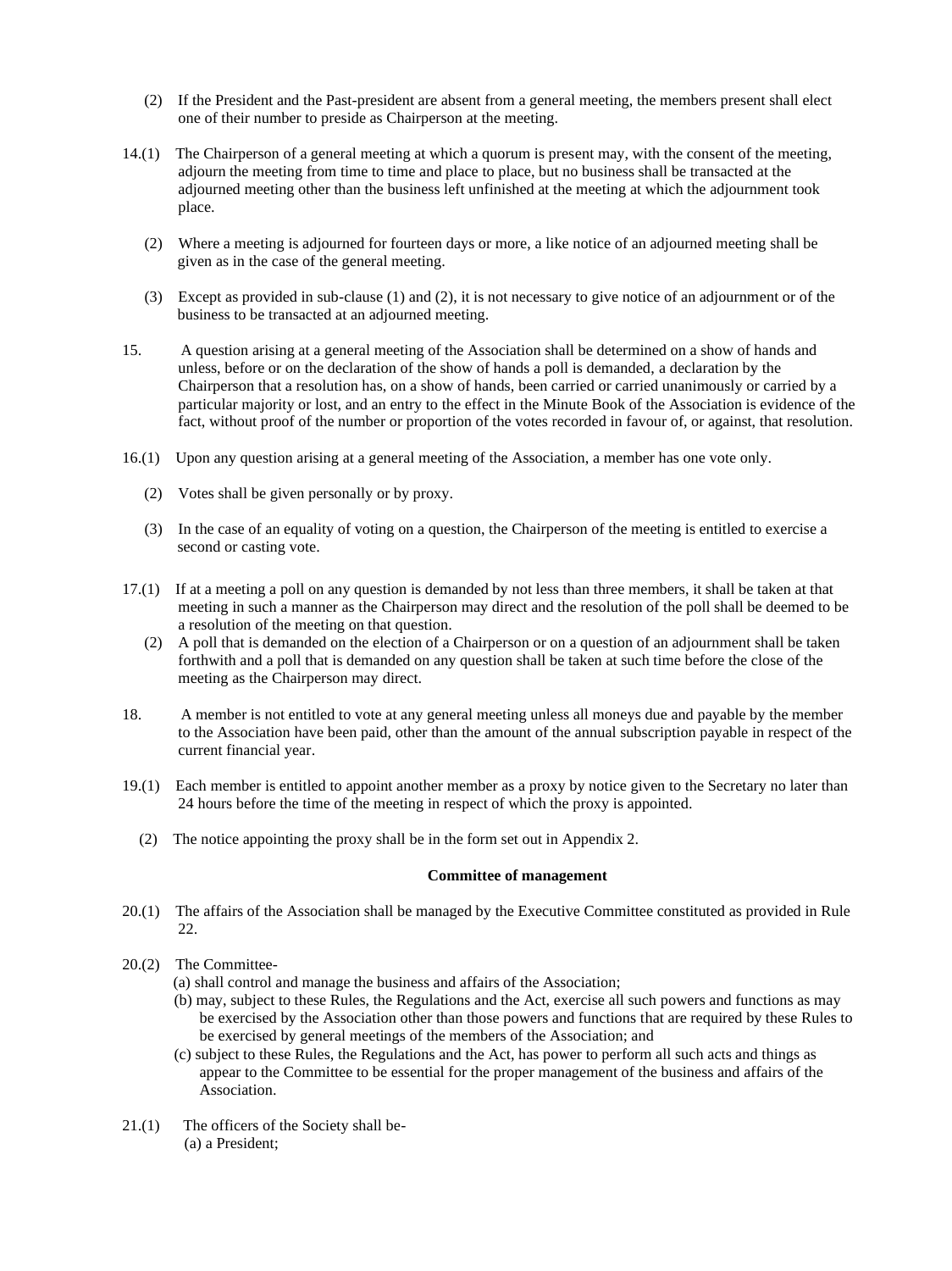(2) If the President and the Past-president are absent from a general meeting, the members present shall elect one of their number to preside as Chairperson at the meeting.

14.(1) The Chairperson of a general meeting at which a quorum is present may, with the consent of the meeting, adjourn the meeting from time to time and place to place, but no business shall be transacted at the adjourned meeting other than the business left unfinished at the meeting at which the adjournment took place.

(2) Where a meeting is adjourned for fourteen days or more, a like notice of an adjourned meeting shall be given as in the case of the general meeting.

(3) Except as provided in sub-clause (1) and (2), it is not necessary to give notice of an adjournment or of the business to be transacted at an adjourned meeting.

15. A question arising at a general meeting of the Association shall be determined on a show of hands and unless, before or on the declaration of the show of hands a poll is demanded, a declaration by the Chairperson that a resolution has, on a show of hands, been carried or carried unanimously or carried by a particular majority or lost, and an entry to the effect in the Minute Book of the Association is evidence of the fact, without proof of the number or proportion of the votes recorded in favour of, or against, that resolution.

16.(1) Upon any question arising at a general meeting of the Association, a member has one vote only.

(2) Votes shall be given personally or by proxy.

(3) In the case of an equality of voting on a question, the Chairperson of the meeting is entitled to exercise a second or casting vote.

17.(1) If at a meeting a poll on any question is demanded by not less than three members, it shall be taken at that meeting in such a manner as the Chairperson may direct and the resolution of the poll shall be deemed to be a resolution of the meeting on that question.

(2) A poll that is demanded on the election of a Chairperson or on a question of an adjournment shall be taken forthwith and a poll that is demanded on any question shall be taken at such time before the close of the meeting as the Chairperson may direct.

18. A member is not entitled to vote at any general meeting unless all moneys due and payable by the member to the Association have been paid, other than the amount of the annual subscription payable in respect of the current financial year.

19.(1) Each member is entitled to appoint another member as a proxy by notice given to the Secretary no later than 24 hours before the time of the meeting in respect of which the proxy is appointed.

(2) The notice appointing the proxy shall be in the form set out in Appendix 2.

**Committee of management**

20.(1) The affairs of the Association shall be managed by the Executive Committee constituted as provided in Rule 22.

20.(2) The Committee-

(a) shall control and manage the business and affairs of the Association;

(b) may, subject to these Rules, the Regulations and the Act, exercise all such powers and functions as may be exercised by the Association other than those powers and functions that are required by these Rules to be exercised by general meetings of the members of the Association; and

(c) subject to these Rules, the Regulations and the Act, has power to perform all such acts and things as appear to the Committee to be essential for the proper management of the business and affairs of the Association.

21.(1) The officers of the Society shall be-

(a) a President;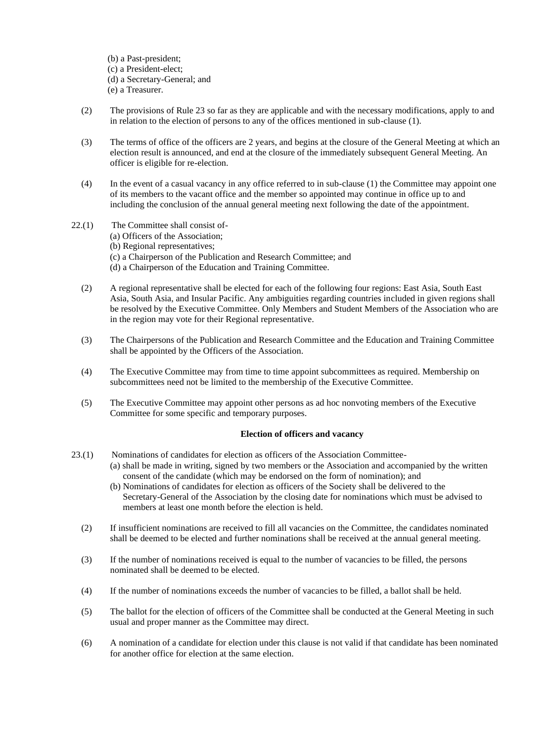(b) a Past-president;
(c) a President-elect;
(d) a Secretary-General; and
(e) a Treasurer.

(2) The provisions of Rule 23 so far as they are applicable and with the necessary modifications, apply to and in relation to the election of persons to any of the offices mentioned in sub-clause (1).

(3) The terms of office of the officers are 2 years, and begins at the closure of the General Meeting at which an election result is announced, and end at the closure of the immediately subsequent General Meeting. An officer is eligible for re-election.

(4) In the event of a casual vacancy in any office referred to in sub-clause (1) the Committee may appoint one of its members to the vacant office and the member so appointed may continue in office up to and including the conclusion of the annual general meeting next following the date of the appointment.

22.(1) The Committee shall consist of-
(a) Officers of the Association;
(b) Regional representatives;
(c) a Chairperson of the Publication and Research Committee; and
(d) a Chairperson of the Education and Training Committee.

(2) A regional representative shall be elected for each of the following four regions: East Asia, South East Asia, South Asia, and Insular Pacific. Any ambiguities regarding countries included in given regions shall be resolved by the Executive Committee. Only Members and Student Members of the Association who are in the region may vote for their Regional representative.

(3) The Chairpersons of the Publication and Research Committee and the Education and Training Committee shall be appointed by the Officers of the Association.

(4) The Executive Committee may from time to time appoint subcommittees as required. Membership on subcommittees need not be limited to the membership of the Executive Committee.

(5) The Executive Committee may appoint other persons as ad hoc nonvoting members of the Executive Committee for some specific and temporary purposes.

**Election of officers and vacancy**

23.(1) Nominations of candidates for election as officers of the Association Committee-
(a) shall be made in writing, signed by two members or the Association and accompanied by the written consent of the candidate (which may be endorsed on the form of nomination); and
(b) Nominations of candidates for election as officers of the Society shall be delivered to the Secretary-General of the Association by the closing date for nominations which must be advised to members at least one month before the election is held.

(2) If insufficient nominations are received to fill all vacancies on the Committee, the candidates nominated shall be deemed to be elected and further nominations shall be received at the annual general meeting.

(3) If the number of nominations received is equal to the number of vacancies to be filled, the persons nominated shall be deemed to be elected.

(4) If the number of nominations exceeds the number of vacancies to be filled, a ballot shall be held.

(5) The ballot for the election of officers of the Committee shall be conducted at the General Meeting in such usual and proper manner as the Committee may direct.

(6) A nomination of a candidate for election under this clause is not valid if that candidate has been nominated for another office for election at the same election.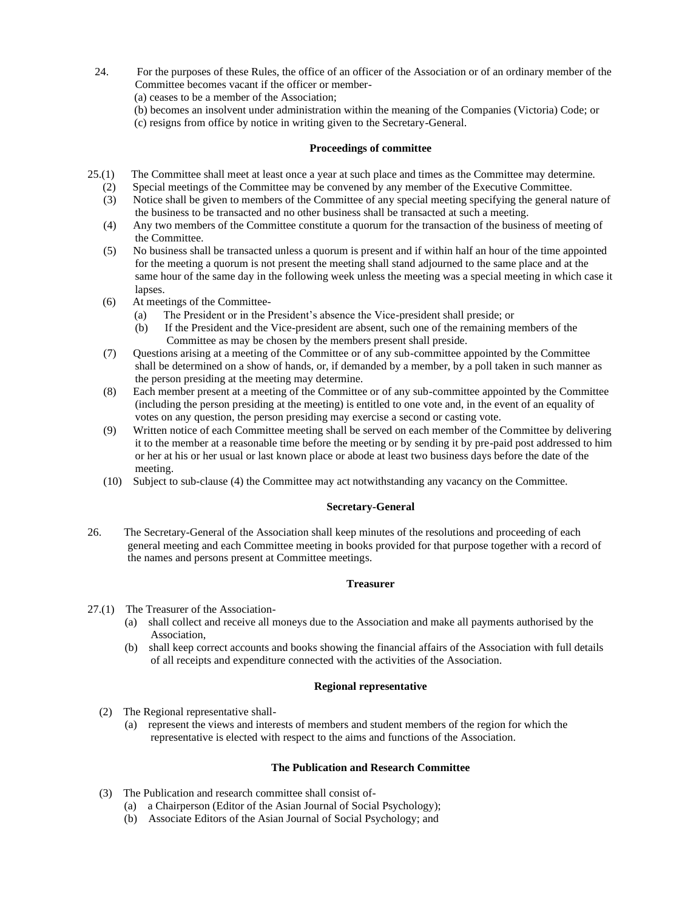24. For the purposes of these Rules, the office of an officer of the Association or of an ordinary member of the Committee becomes vacant if the officer or member-

(a) ceases to be a member of the Association;

(b) becomes an insolvent under administration within the meaning of the Companies (Victoria) Code; or

(c) resigns from office by notice in writing given to the Secretary-General.

**Proceedings of committee**

25.(1) The Committee shall meet at least once a year at such place and times as the Committee may determine.

(2) Special meetings of the Committee may be convened by any member of the Executive Committee.

(3) Notice shall be given to members of the Committee of any special meeting specifying the general nature of the business to be transacted and no other business shall be transacted at such a meeting.

(4) Any two members of the Committee constitute a quorum for the transaction of the business of meeting of the Committee.

(5) No business shall be transacted unless a quorum is present and if within half an hour of the time appointed for the meeting a quorum is not present the meeting shall stand adjourned to the same place and at the same hour of the same day in the following week unless the meeting was a special meeting in which case it lapses.

(6) At meetings of the Committee-

(a) The President or in the President's absence the Vice-president shall preside; or

(b) If the President and the Vice-president are absent, such one of the remaining members of the Committee as may be chosen by the members present shall preside.

(7) Questions arising at a meeting of the Committee or of any sub-committee appointed by the Committee shall be determined on a show of hands, or, if demanded by a member, by a poll taken in such manner as the person presiding at the meeting may determine.

(8) Each member present at a meeting of the Committee or of any sub-committee appointed by the Committee (including the person presiding at the meeting) is entitled to one vote and, in the event of an equality of votes on any question, the person presiding may exercise a second or casting vote.

(9) Written notice of each Committee meeting shall be served on each member of the Committee by delivering it to the member at a reasonable time before the meeting or by sending it by pre-paid post addressed to him or her at his or her usual or last known place or abode at least two business days before the date of the meeting.

(10) Subject to sub-clause (4) the Committee may act notwithstanding any vacancy on the Committee.

**Secretary-General**

26. The Secretary-General of the Association shall keep minutes of the resolutions and proceeding of each general meeting and each Committee meeting in books provided for that purpose together with a record of the names and persons present at Committee meetings.

**Treasurer**

27.(1) The Treasurer of the Association-

(a) shall collect and receive all moneys due to the Association and make all payments authorised by the Association,

(b) shall keep correct accounts and books showing the financial affairs of the Association with full details of all receipts and expenditure connected with the activities of the Association.

**Regional representative**

(2) The Regional representative shall-

(a) represent the views and interests of members and student members of the region for which the representative is elected with respect to the aims and functions of the Association.

**The Publication and Research Committee**

(3) The Publication and research committee shall consist of-

(a) a Chairperson (Editor of the Asian Journal of Social Psychology);

(b) Associate Editors of the Asian Journal of Social Psychology; and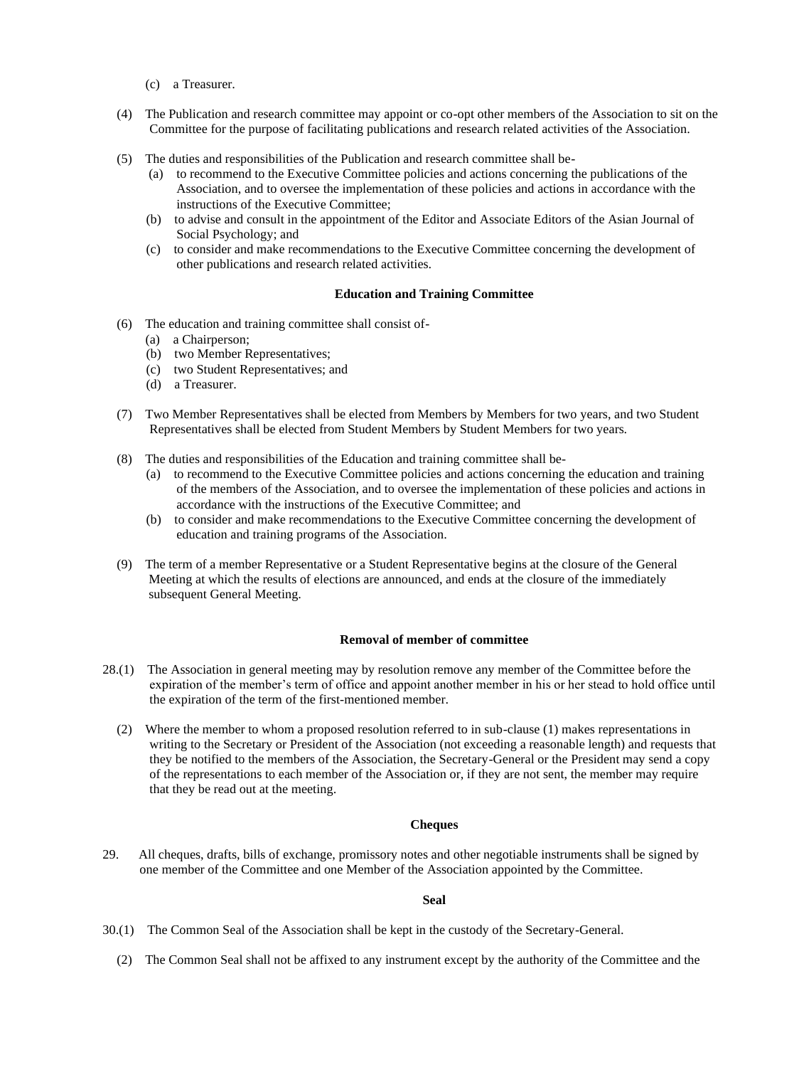(c) a Treasurer.

(4) The Publication and research committee may appoint or co-opt other members of the Association to sit on the Committee for the purpose of facilitating publications and research related activities of the Association.

(5) The duties and responsibilities of the Publication and research committee shall be-

(a) to recommend to the Executive Committee policies and actions concerning the publications of the Association, and to oversee the implementation of these policies and actions in accordance with the instructions of the Executive Committee;

(b) to advise and consult in the appointment of the Editor and Associate Editors of the Asian Journal of Social Psychology; and

(c) to consider and make recommendations to the Executive Committee concerning the development of other publications and research related activities.

**Education and Training Committee**

(6) The education and training committee shall consist of-

(a) a Chairperson;

(b) two Member Representatives;

(c) two Student Representatives; and

(d) a Treasurer.

(7) Two Member Representatives shall be elected from Members by Members for two years, and two Student Representatives shall be elected from Student Members by Student Members for two years.

(8) The duties and responsibilities of the Education and training committee shall be-

(a) to recommend to the Executive Committee policies and actions concerning the education and training of the members of the Association, and to oversee the implementation of these policies and actions in accordance with the instructions of the Executive Committee; and

(b) to consider and make recommendations to the Executive Committee concerning the development of education and training programs of the Association.

(9) The term of a member Representative or a Student Representative begins at the closure of the General Meeting at which the results of elections are announced, and ends at the closure of the immediately subsequent General Meeting.

**Removal of member of committee**

28.(1) The Association in general meeting may by resolution remove any member of the Committee before the expiration of the member's term of office and appoint another member in his or her stead to hold office until the expiration of the term of the first-mentioned member.

(2) Where the member to whom a proposed resolution referred to in sub-clause (1) makes representations in writing to the Secretary or President of the Association (not exceeding a reasonable length) and requests that they be notified to the members of the Association, the Secretary-General or the President may send a copy of the representations to each member of the Association or, if they are not sent, the member may require that they be read out at the meeting.

**Cheques**

29. All cheques, drafts, bills of exchange, promissory notes and other negotiable instruments shall be signed by one member of the Committee and one Member of the Association appointed by the Committee.

**Seal**

30.(1) The Common Seal of the Association shall be kept in the custody of the Secretary-General.

(2) The Common Seal shall not be affixed to any instrument except by the authority of the Committee and the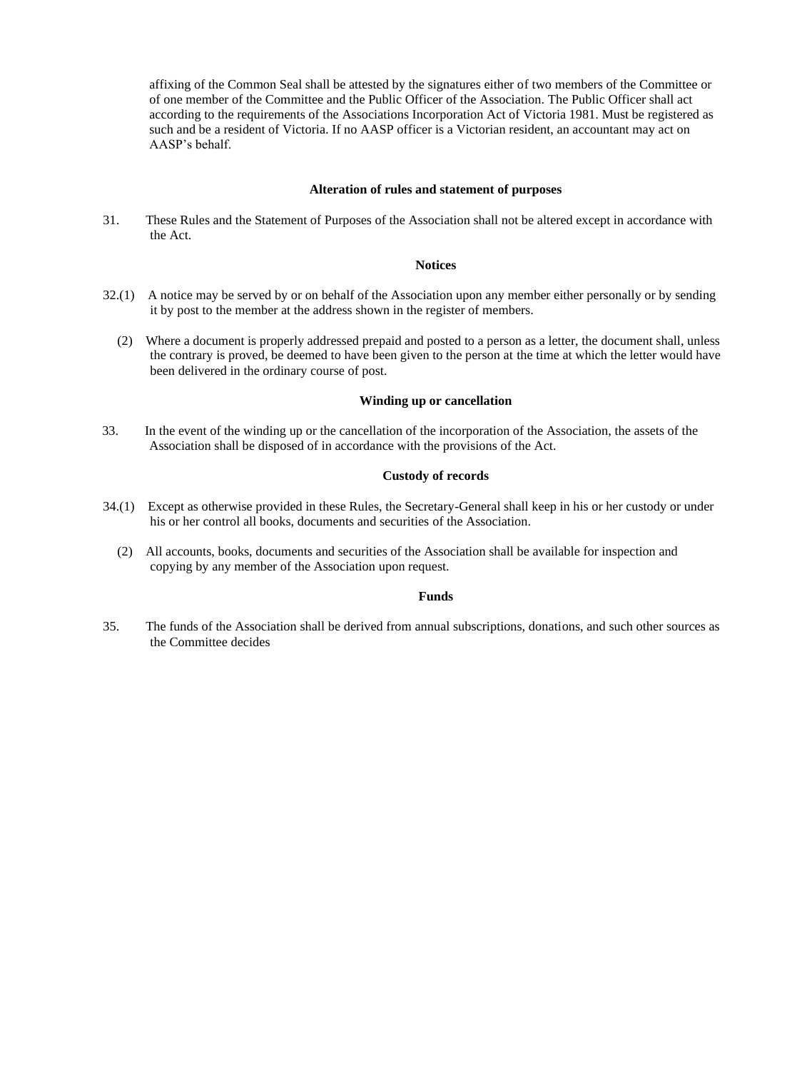affixing of the Common Seal shall be attested by the signatures either of two members of the Committee or of one member of the Committee and the Public Officer of the Association. The Public Officer shall act according to the requirements of the Associations Incorporation Act of Victoria 1981. Must be registered as such and be a resident of Victoria. If no AASP officer is a Victorian resident, an accountant may act on AASP's behalf.

**Alteration of rules and statement of purposes**

31. These Rules and the Statement of Purposes of the Association shall not be altered except in accordance with the Act.

**Notices**

32.(1) A notice may be served by or on behalf of the Association upon any member either personally or by sending it by post to the member at the address shown in the register of members.

(2) Where a document is properly addressed prepaid and posted to a person as a letter, the document shall, unless the contrary is proved, be deemed to have been given to the person at the time at which the letter would have been delivered in the ordinary course of post.

**Winding up or cancellation**

33. In the event of the winding up or the cancellation of the incorporation of the Association, the assets of the Association shall be disposed of in accordance with the provisions of the Act.

**Custody of records**

34.(1) Except as otherwise provided in these Rules, the Secretary-General shall keep in his or her custody or under his or her control all books, documents and securities of the Association.

(2) All accounts, books, documents and securities of the Association shall be available for inspection and copying by any member of the Association upon request.

**Funds**

35. The funds of the Association shall be derived from annual subscriptions, donations, and such other sources as the Committee decides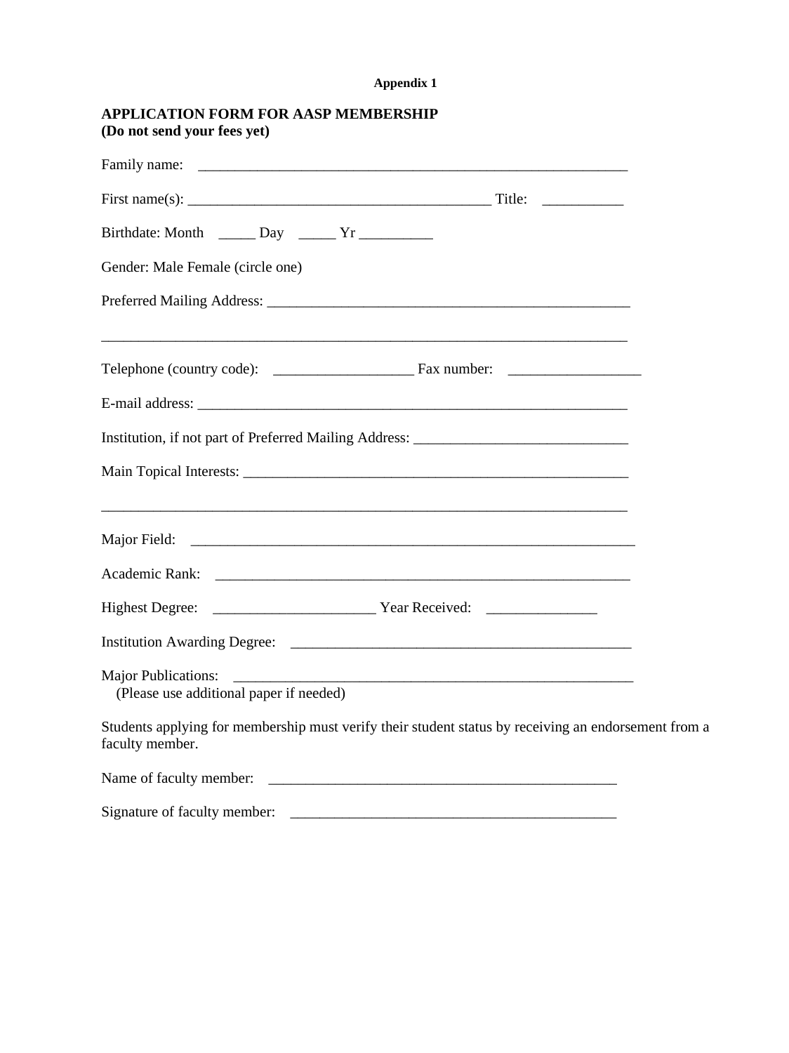**Appendix 1**

**APPLICATION FORM FOR AASP MEMBERSHIP**
**(Do not send your fees yet)**

Family name: ____________________________________________________________

First name(s): __________________________________________ Title: ___________

Birthdate: Month _____ Day _____ Yr __________

Gender: Male Female (circle one)

Preferred Mailing Address: ___________________________________________________

___________________________________________________________________________

Telephone (country code): ___________________ Fax number: __________________

E-mail address: ____________________________________________________________

Institution, if not part of Preferred Mailing Address: _____________________________

Main Topical Interests: ______________________________________________________

___________________________________________________________________________

Major Field: _______________________________________________________________

Academic Rank: ___________________________________________________________

Highest Degree: ______________________ Year Received: _______________

Institution Awarding Degree: _________________________________________________

Major Publications: _________________________________________________________
(Please use additional paper if needed)

Students applying for membership must verify their student status by receiving an endorsement from a faculty member.

Name of faculty member: __________________________________________________

Signature of faculty member: _______________________________________________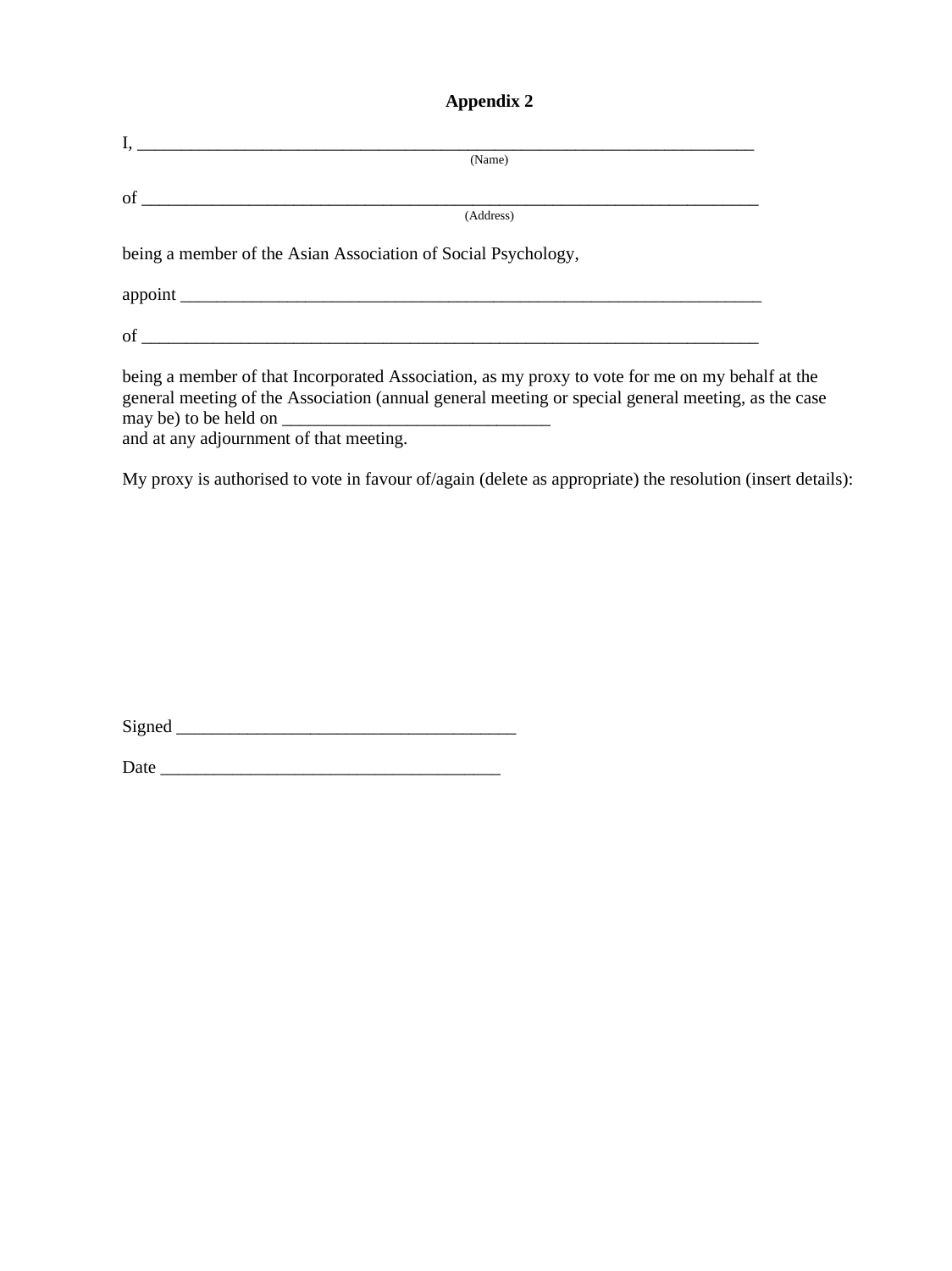**Appendix 2**

I, \_\_\_\_\_\_\_\_\_\_\_\_\_\_\_\_\_\_\_\_\_\_\_\_\_\_\_\_\_\_\_\_\_\_\_\_\_\_\_\_\_\_\_\_\_\_\_\_\_\_\_\_\_\_\_\_\_\_\_\_\_\_\_\_\_\_\_\_\_\_

(Name)

of \_\_\_\_\_\_\_\_\_\_\_\_\_\_\_\_\_\_\_\_\_\_\_\_\_\_\_\_\_\_\_\_\_\_\_\_\_\_\_\_\_\_\_\_\_\_\_\_\_\_\_\_\_\_\_\_\_\_\_\_\_\_\_\_\_\_\_\_\_\_

(Address)

being a member of the Asian Association of Social Psychology,

appoint \_\_\_\_\_\_\_\_\_\_\_\_\_\_\_\_\_\_\_\_\_\_\_\_\_\_\_\_\_\_\_\_\_\_\_\_\_\_\_\_\_\_\_\_\_\_\_\_\_\_\_\_\_\_\_\_\_\_\_\_\_\_\_\_\_\_\_\_

of \_\_\_\_\_\_\_\_\_\_\_\_\_\_\_\_\_\_\_\_\_\_\_\_\_\_\_\_\_\_\_\_\_\_\_\_\_\_\_\_\_\_\_\_\_\_\_\_\_\_\_\_\_\_\_\_\_\_\_\_\_\_\_\_\_\_\_\_\_\_

being a member of that Incorporated Association, as my proxy to vote for me on my behalf at the general meeting of the Association (annual general meeting or special general meeting, as the case may be) to be held on \_\_\_\_\_\_\_\_\_\_\_\_\_\_\_\_\_\_\_\_\_\_\_\_\_\_\_\_\_\_
and at any adjournment of that meeting.

My proxy is authorised to vote in favour of/again (delete as appropriate) the resolution (insert details):

Signed \_\_\_\_\_\_\_\_\_\_\_\_\_\_\_\_\_\_\_\_\_\_\_\_\_\_\_\_\_\_\_\_\_\_\_\_\_\_\_

Date \_\_\_\_\_\_\_\_\_\_\_\_\_\_\_\_\_\_\_\_\_\_\_\_\_\_\_\_\_\_\_\_\_\_\_\_\_\_\_